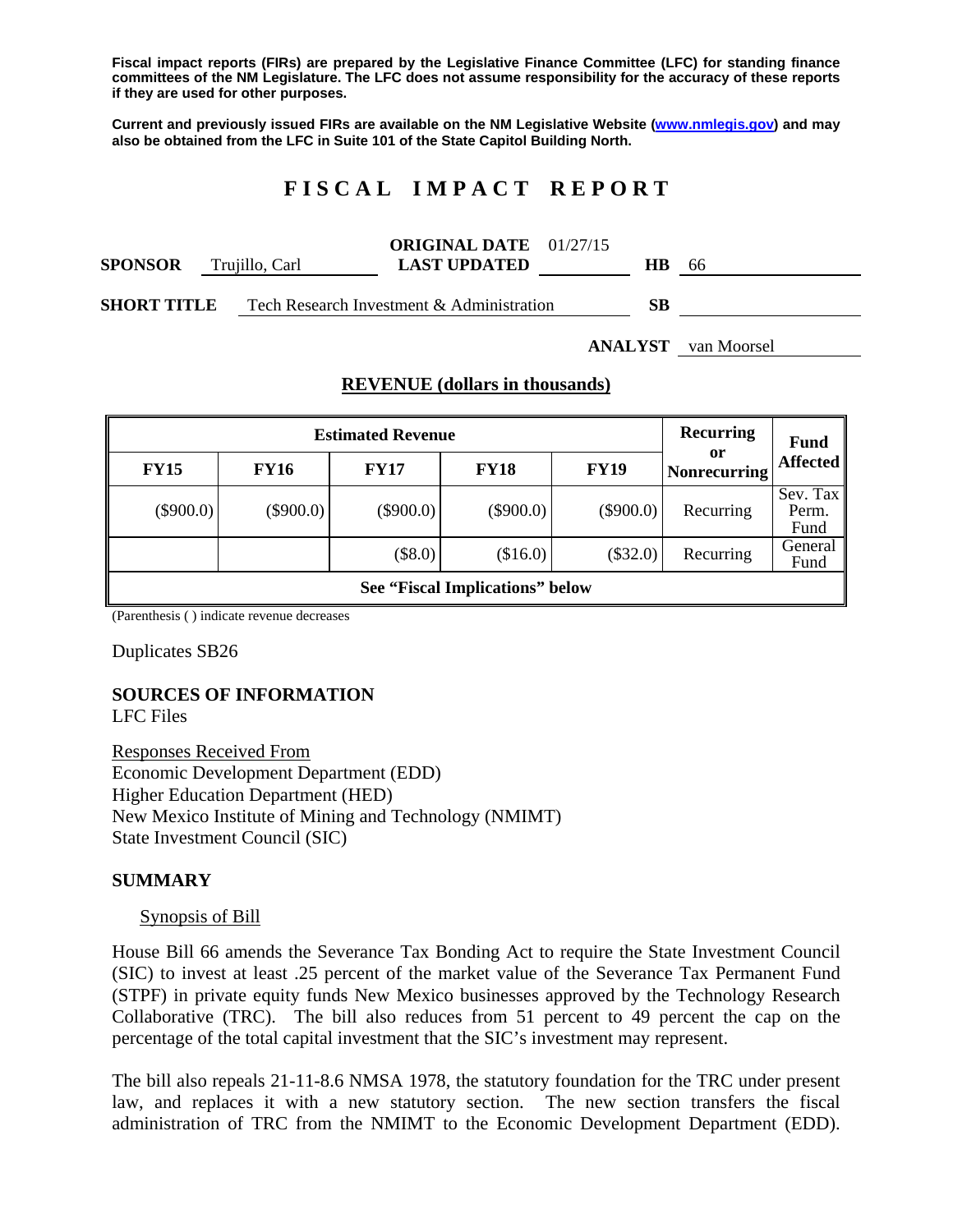**Fiscal impact reports (FIRs) are prepared by the Legislative Finance Committee (LFC) for standing finance committees of the NM Legislature. The LFC does not assume responsibility for the accuracy of these reports if they are used for other purposes.**

**Current and previously issued FIRs are available on the NM Legislative Website (www.nmlegis.gov) and may also be obtained from the LFC in Suite 101 of the State Capitol Building North.**

# FISCAL IMPACT REPORT

**SPONSOR** Trujillo, Carl **ORIGINAL DATE** 01/27/15 **LAST UPDATED** **HB** 66

**SHORT TITLE** Tech Research Investment & Administration **SB**

**ANALYST** van Moorsel

## REVENUE (dollars in thousands)

| Estimated Revenue | | | | | Recurring or Nonrecurring | Fund Affected |
|---|---|---|---|---|---|---|
| FY15 | FY16 | FY17 | FY18 | FY19 | | |
| ($900.0) | ($900.0) | ($900.0) | ($900.0) | ($900.0) | Recurring | Sev. Tax Perm. Fund |
| | | ($8.0) | ($16.0) | ($32.0) | Recurring | General Fund |
| See "Fiscal Implications" below | | | | | | |

(Parenthesis ( ) indicate revenue decreases

Duplicates SB26

## SOURCES OF INFORMATION

LFC Files

Responses Received From
Economic Development Department (EDD)
Higher Education Department (HED)
New Mexico Institute of Mining and Technology (NMIMT)
State Investment Council (SIC)

## SUMMARY

Synopsis of Bill

House Bill 66 amends the Severance Tax Bonding Act to require the State Investment Council (SIC) to invest at least .25 percent of the market value of the Severance Tax Permanent Fund (STPF) in private equity funds New Mexico businesses approved by the Technology Research Collaborative (TRC). The bill also reduces from 51 percent to 49 percent the cap on the percentage of the total capital investment that the SIC's investment may represent.

The bill also repeals 21-11-8.6 NMSA 1978, the statutory foundation for the TRC under present law, and replaces it with a new statutory section. The new section transfers the fiscal administration of TRC from the NMIMT to the Economic Development Department (EDD).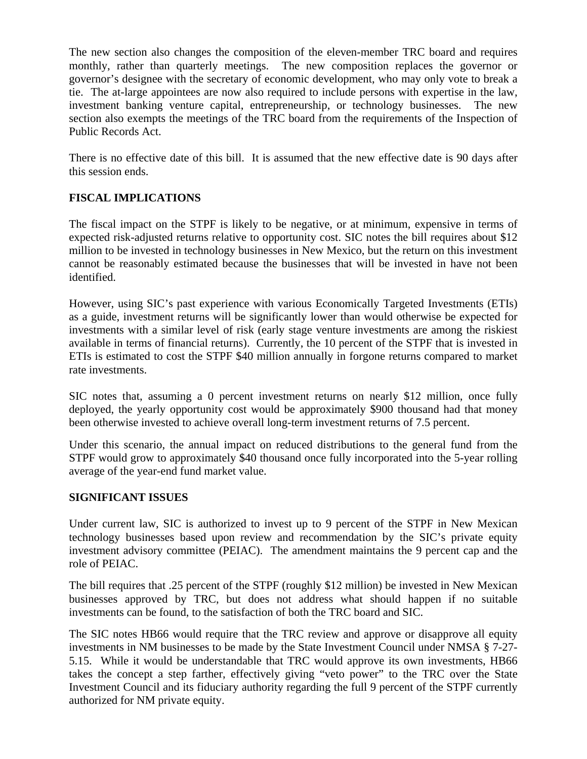The new section also changes the composition of the eleven-member TRC board and requires monthly, rather than quarterly meetings. The new composition replaces the governor or governor's designee with the secretary of economic development, who may only vote to break a tie. The at-large appointees are now also required to include persons with expertise in the law, investment banking venture capital, entrepreneurship, or technology businesses. The new section also exempts the meetings of the TRC board from the requirements of the Inspection of Public Records Act.

There is no effective date of this bill. It is assumed that the new effective date is 90 days after this session ends.

**FISCAL IMPLICATIONS**

The fiscal impact on the STPF is likely to be negative, or at minimum, expensive in terms of expected risk-adjusted returns relative to opportunity cost. SIC notes the bill requires about $12 million to be invested in technology businesses in New Mexico, but the return on this investment cannot be reasonably estimated because the businesses that will be invested in have not been identified.

However, using SIC's past experience with various Economically Targeted Investments (ETIs) as a guide, investment returns will be significantly lower than would otherwise be expected for investments with a similar level of risk (early stage venture investments are among the riskiest available in terms of financial returns). Currently, the 10 percent of the STPF that is invested in ETIs is estimated to cost the STPF $40 million annually in forgone returns compared to market rate investments.

SIC notes that, assuming a 0 percent investment returns on nearly $12 million, once fully deployed, the yearly opportunity cost would be approximately $900 thousand had that money been otherwise invested to achieve overall long-term investment returns of 7.5 percent.

Under this scenario, the annual impact on reduced distributions to the general fund from the STPF would grow to approximately $40 thousand once fully incorporated into the 5-year rolling average of the year-end fund market value.

**SIGNIFICANT ISSUES**

Under current law, SIC is authorized to invest up to 9 percent of the STPF in New Mexican technology businesses based upon review and recommendation by the SIC's private equity investment advisory committee (PEIAC). The amendment maintains the 9 percent cap and the role of PEIAC.

The bill requires that .25 percent of the STPF (roughly $12 million) be invested in New Mexican businesses approved by TRC, but does not address what should happen if no suitable investments can be found, to the satisfaction of both the TRC board and SIC.

The SIC notes HB66 would require that the TRC review and approve or disapprove all equity investments in NM businesses to be made by the State Investment Council under NMSA § 7-27-5.15. While it would be understandable that TRC would approve its own investments, HB66 takes the concept a step farther, effectively giving "veto power" to the TRC over the State Investment Council and its fiduciary authority regarding the full 9 percent of the STPF currently authorized for NM private equity.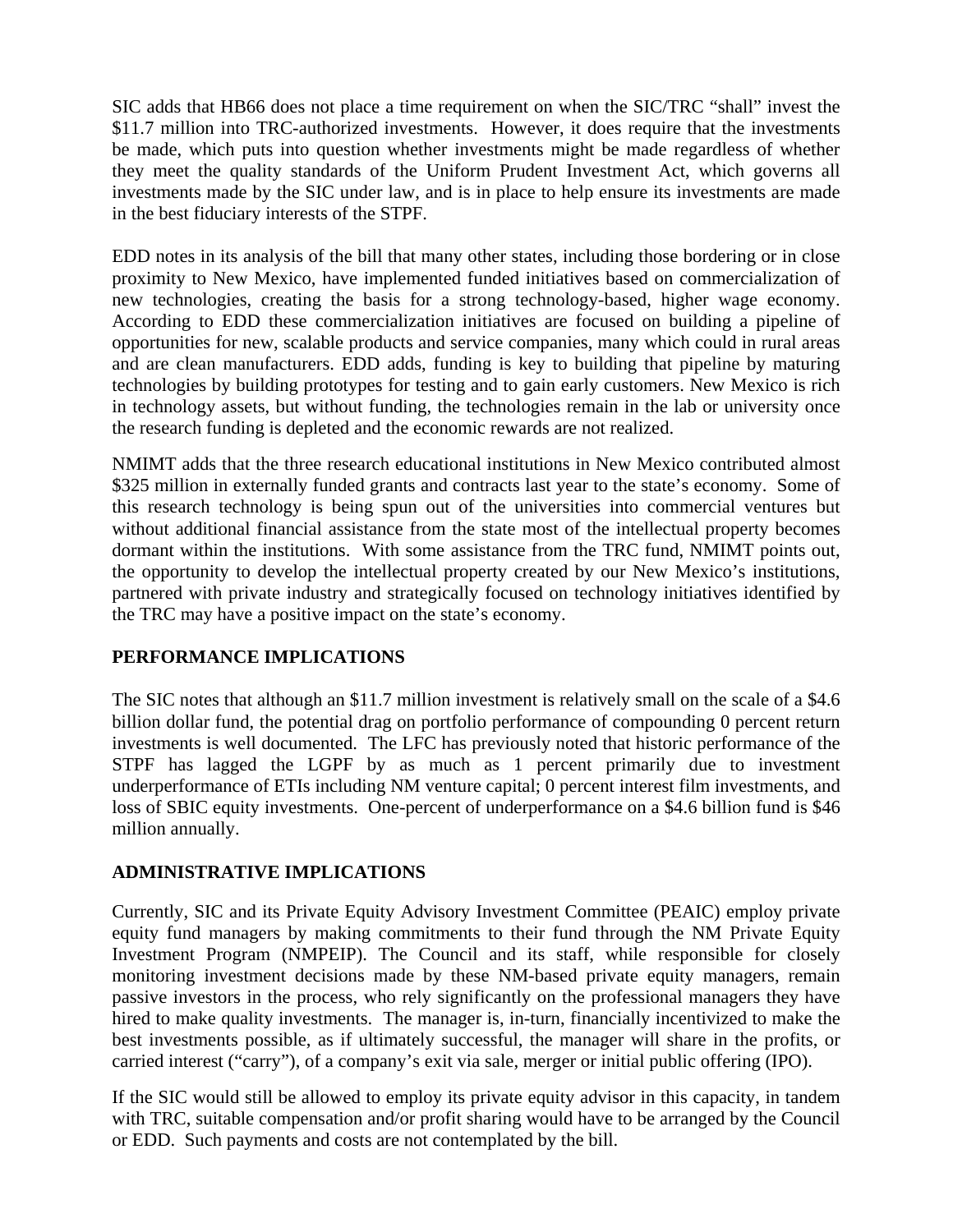SIC adds that HB66 does not place a time requirement on when the SIC/TRC "shall" invest the $11.7 million into TRC-authorized investments. However, it does require that the investments be made, which puts into question whether investments might be made regardless of whether they meet the quality standards of the Uniform Prudent Investment Act, which governs all investments made by the SIC under law, and is in place to help ensure its investments are made in the best fiduciary interests of the STPF.

EDD notes in its analysis of the bill that many other states, including those bordering or in close proximity to New Mexico, have implemented funded initiatives based on commercialization of new technologies, creating the basis for a strong technology-based, higher wage economy. According to EDD these commercialization initiatives are focused on building a pipeline of opportunities for new, scalable products and service companies, many which could in rural areas and are clean manufacturers. EDD adds, funding is key to building that pipeline by maturing technologies by building prototypes for testing and to gain early customers. New Mexico is rich in technology assets, but without funding, the technologies remain in the lab or university once the research funding is depleted and the economic rewards are not realized.

NMIMT adds that the three research educational institutions in New Mexico contributed almost $325 million in externally funded grants and contracts last year to the state's economy. Some of this research technology is being spun out of the universities into commercial ventures but without additional financial assistance from the state most of the intellectual property becomes dormant within the institutions. With some assistance from the TRC fund, NMIMT points out, the opportunity to develop the intellectual property created by our New Mexico's institutions, partnered with private industry and strategically focused on technology initiatives identified by the TRC may have a positive impact on the state's economy.

## PERFORMANCE IMPLICATIONS

The SIC notes that although an $11.7 million investment is relatively small on the scale of a $4.6 billion dollar fund, the potential drag on portfolio performance of compounding 0 percent return investments is well documented. The LFC has previously noted that historic performance of the STPF has lagged the LGPF by as much as 1 percent primarily due to investment underperformance of ETIs including NM venture capital; 0 percent interest film investments, and loss of SBIC equity investments. One-percent of underperformance on a $4.6 billion fund is $46 million annually.

## ADMINISTRATIVE IMPLICATIONS

Currently, SIC and its Private Equity Advisory Investment Committee (PEAIC) employ private equity fund managers by making commitments to their fund through the NM Private Equity Investment Program (NMPEIP). The Council and its staff, while responsible for closely monitoring investment decisions made by these NM-based private equity managers, remain passive investors in the process, who rely significantly on the professional managers they have hired to make quality investments. The manager is, in-turn, financially incentivized to make the best investments possible, as if ultimately successful, the manager will share in the profits, or carried interest ("carry"), of a company's exit via sale, merger or initial public offering (IPO).

If the SIC would still be allowed to employ its private equity advisor in this capacity, in tandem with TRC, suitable compensation and/or profit sharing would have to be arranged by the Council or EDD. Such payments and costs are not contemplated by the bill.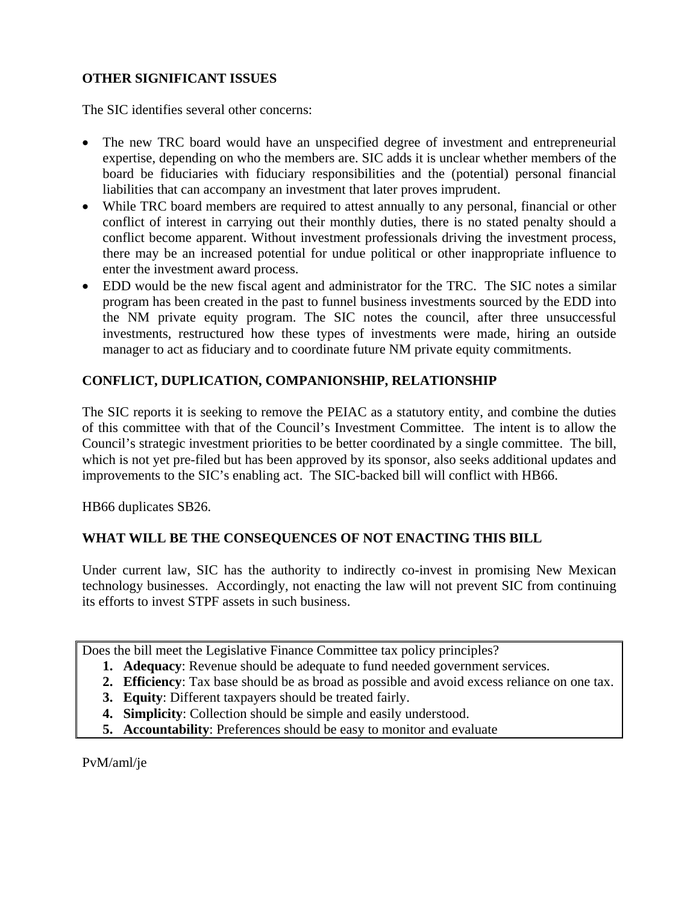**OTHER SIGNIFICANT ISSUES**

The SIC identifies several other concerns:

- The new TRC board would have an unspecified degree of investment and entrepreneurial expertise, depending on who the members are. SIC adds it is unclear whether members of the board be fiduciaries with fiduciary responsibilities and the (potential) personal financial liabilities that can accompany an investment that later proves imprudent.
- While TRC board members are required to attest annually to any personal, financial or other conflict of interest in carrying out their monthly duties, there is no stated penalty should a conflict become apparent. Without investment professionals driving the investment process, there may be an increased potential for undue political or other inappropriate influence to enter the investment award process.
- EDD would be the new fiscal agent and administrator for the TRC. The SIC notes a similar program has been created in the past to funnel business investments sourced by the EDD into the NM private equity program. The SIC notes the council, after three unsuccessful investments, restructured how these types of investments were made, hiring an outside manager to act as fiduciary and to coordinate future NM private equity commitments.

**CONFLICT, DUPLICATION, COMPANIONSHIP, RELATIONSHIP**

The SIC reports it is seeking to remove the PEIAC as a statutory entity, and combine the duties of this committee with that of the Council's Investment Committee. The intent is to allow the Council's strategic investment priorities to be better coordinated by a single committee. The bill, which is not yet pre-filed but has been approved by its sponsor, also seeks additional updates and improvements to the SIC's enabling act. The SIC-backed bill will conflict with HB66.

HB66 duplicates SB26.

**WHAT WILL BE THE CONSEQUENCES OF NOT ENACTING THIS BILL**

Under current law, SIC has the authority to indirectly co-invest in promising New Mexican technology businesses. Accordingly, not enacting the law will not prevent SIC from continuing its efforts to invest STPF assets in such business.

Does the bill meet the Legislative Finance Committee tax policy principles?

1. **Adequacy**: Revenue should be adequate to fund needed government services.
2. **Efficiency**: Tax base should be as broad as possible and avoid excess reliance on one tax.
3. **Equity**: Different taxpayers should be treated fairly.
4. **Simplicity**: Collection should be simple and easily understood.
5. **Accountability**: Preferences should be easy to monitor and evaluate

PvM/aml/je